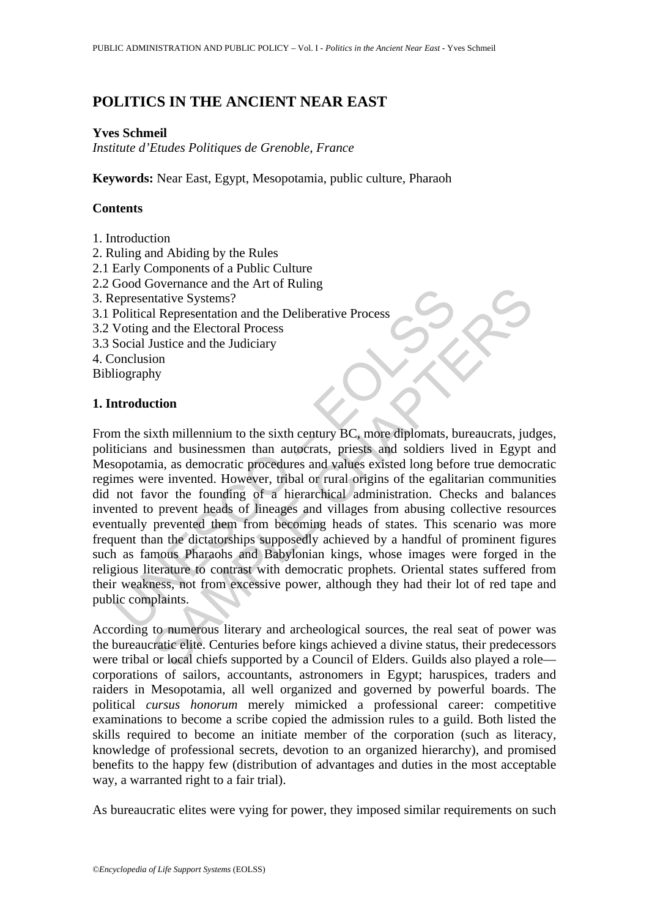# POLITICS IN THE ANCIENT NEAR EAST

**Yves Schmeil**

*Institute d'Etudes Politiques de Grenoble, France*

**Keywords:** Near East, Egypt, Mesopotamia, public culture, Pharaoh

## Contents

1. Introduction
2. Ruling and Abiding by the Rules
2.1 Early Components of a Public Culture
2.2 Good Governance and the Art of Ruling
3. Representative Systems?
3.1 Political Representation and the Deliberative Process
3.2 Voting and the Electoral Process
3.3 Social Justice and the Judiciary
4. Conclusion

Bibliography

## 1. Introduction

From the sixth millennium to the sixth century BC, more diplomats, bureaucrats, judges, politicians and businessmen than autocrats, priests and soldiers lived in Egypt and Mesopotamia, as democratic procedures and values existed long before true democratic regimes were invented. However, tribal or rural origins of the egalitarian communities did not favor the founding of a hierarchical administration. Checks and balances invented to prevent heads of lineages and villages from abusing collective resources eventually prevented them from becoming heads of states. This scenario was more frequent than the dictatorships supposedly achieved by a handful of prominent figures such as famous Pharaohs and Babylonian kings, whose images were forged in the religious literature to contrast with democratic prophets. Oriental states suffered from their weakness, not from excessive power, although they had their lot of red tape and public complaints.

According to numerous literary and archeological sources, the real seat of power was the bureaucratic elite. Centuries before kings achieved a divine status, their predecessors were tribal or local chiefs supported by a Council of Elders. Guilds also played a role—corporations of sailors, accountants, astronomers in Egypt; haruspices, traders and raiders in Mesopotamia, all well organized and governed by powerful boards. The political *cursus honorum* merely mimicked a professional career: competitive examinations to become a scribe copied the admission rules to a guild. Both listed the skills required to become an initiate member of the corporation (such as literacy, knowledge of professional secrets, devotion to an organized hierarchy), and promised benefits to the happy few (distribution of advantages and duties in the most acceptable way, a warranted right to a fair trial).

As bureaucratic elites were vying for power, they imposed similar requirements on such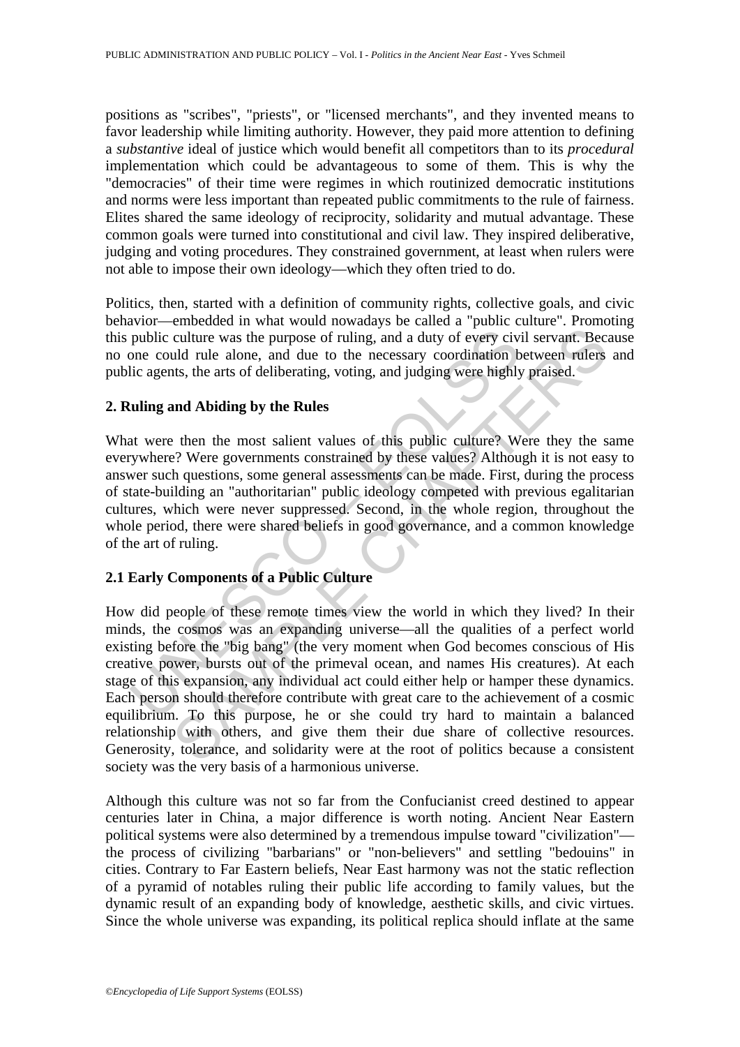positions as "scribes", "priests", or "licensed merchants", and they invented means to favor leadership while limiting authority. However, they paid more attention to defining a *substantive* ideal of justice which would benefit all competitors than to its *procedural* implementation which could be advantageous to some of them. This is why the "democracies" of their time were regimes in which routinized democratic institutions and norms were less important than repeated public commitments to the rule of fairness. Elites shared the same ideology of reciprocity, solidarity and mutual advantage. These common goals were turned into constitutional and civil law. They inspired deliberative, judging and voting procedures. They constrained government, at least when rulers were not able to impose their own ideology—which they often tried to do.

Politics, then, started with a definition of community rights, collective goals, and civic behavior—embedded in what would nowadays be called a "public culture". Promoting this public culture was the purpose of ruling, and a duty of every civil servant. Because no one could rule alone, and due to the necessary coordination between rulers and public agents, the arts of deliberating, voting, and judging were highly praised.

## 2. Ruling and Abiding by the Rules

What were then the most salient values of this public culture? Were they the same everywhere? Were governments constrained by these values? Although it is not easy to answer such questions, some general assessments can be made. First, during the process of state-building an "authoritarian" public ideology competed with previous egalitarian cultures, which were never suppressed. Second, in the whole region, throughout the whole period, there were shared beliefs in good governance, and a common knowledge of the art of ruling.

### 2.1 Early Components of a Public Culture

How did people of these remote times view the world in which they lived? In their minds, the cosmos was an expanding universe—all the qualities of a perfect world existing before the "big bang" (the very moment when God becomes conscious of His creative power, bursts out of the primeval ocean, and names His creatures). At each stage of this expansion, any individual act could either help or hamper these dynamics. Each person should therefore contribute with great care to the achievement of a cosmic equilibrium. To this purpose, he or she could try hard to maintain a balanced relationship with others, and give them their due share of collective resources. Generosity, tolerance, and solidarity were at the root of politics because a consistent society was the very basis of a harmonious universe.

Although this culture was not so far from the Confucianist creed destined to appear centuries later in China, a major difference is worth noting. Ancient Near Eastern political systems were also determined by a tremendous impulse toward "civilization"—the process of civilizing "barbarians" or "non-believers" and settling "bedouins" in cities. Contrary to Far Eastern beliefs, Near East harmony was not the static reflection of a pyramid of notables ruling their public life according to family values, but the dynamic result of an expanding body of knowledge, aesthetic skills, and civic virtues. Since the whole universe was expanding, its political replica should inflate at the same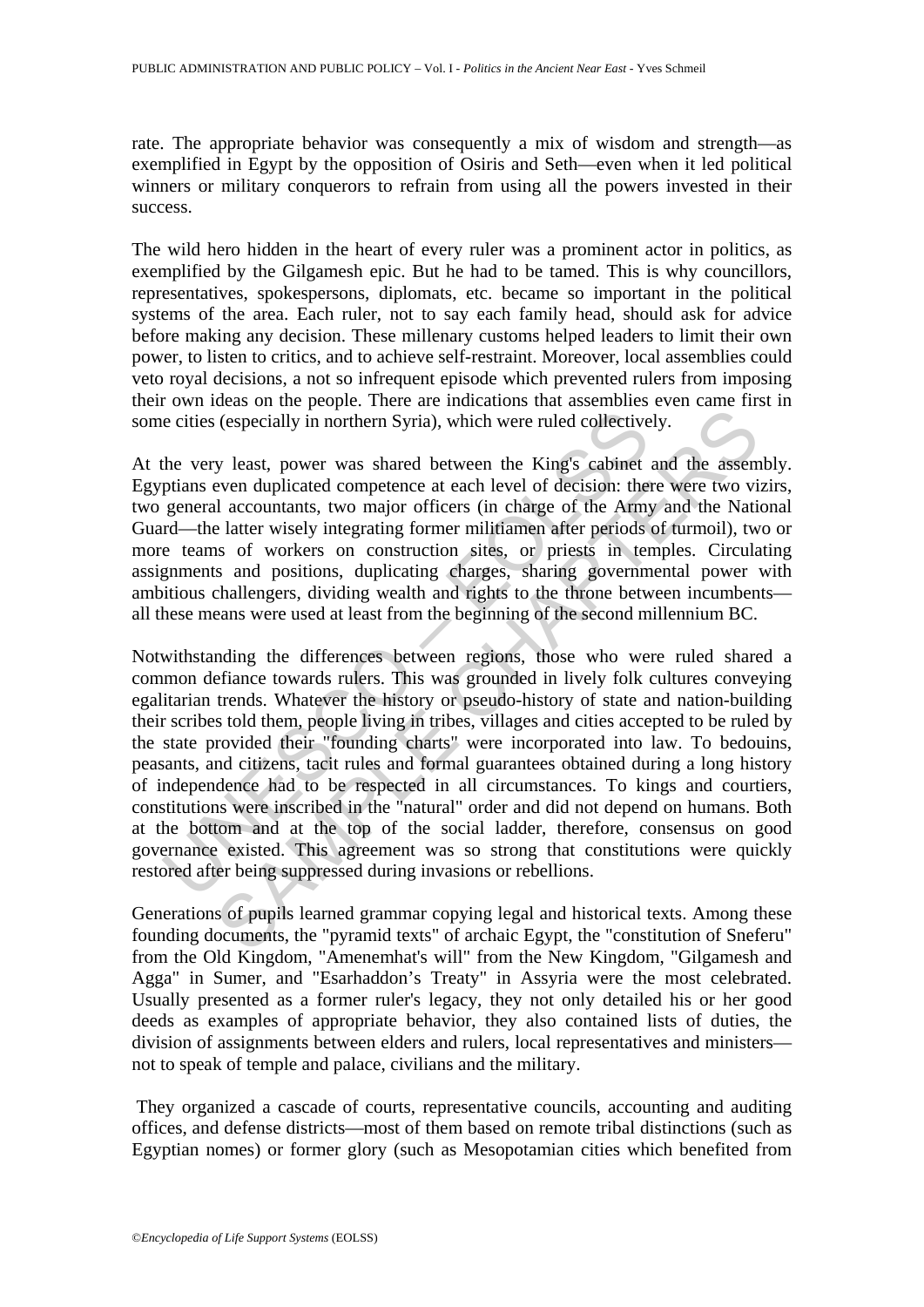rate. The appropriate behavior was consequently a mix of wisdom and strength—as exemplified in Egypt by the opposition of Osiris and Seth—even when it led political winners or military conquerors to refrain from using all the powers invested in their success.

The wild hero hidden in the heart of every ruler was a prominent actor in politics, as exemplified by the Gilgamesh epic. But he had to be tamed. This is why councillors, representatives, spokespersons, diplomats, etc. became so important in the political systems of the area. Each ruler, not to say each family head, should ask for advice before making any decision. These millenary customs helped leaders to limit their own power, to listen to critics, and to achieve self-restraint. Moreover, local assemblies could veto royal decisions, a not so infrequent episode which prevented rulers from imposing their own ideas on the people. There are indications that assemblies even came first in some cities (especially in northern Syria), which were ruled collectively.

At the very least, power was shared between the King's cabinet and the assembly. Egyptians even duplicated competence at each level of decision: there were two vizirs, two general accountants, two major officers (in charge of the Army and the National Guard—the latter wisely integrating former militiamen after periods of turmoil), two or more teams of workers on construction sites, or priests in temples. Circulating assignments and positions, duplicating charges, sharing governmental power with ambitious challengers, dividing wealth and rights to the throne between incumbents—all these means were used at least from the beginning of the second millennium BC.

Notwithstanding the differences between regions, those who were ruled shared a common defiance towards rulers. This was grounded in lively folk cultures conveying egalitarian trends. Whatever the history or pseudo-history of state and nation-building their scribes told them, people living in tribes, villages and cities accepted to be ruled by the state provided their "founding charts" were incorporated into law. To bedouins, peasants, and citizens, tacit rules and formal guarantees obtained during a long history of independence had to be respected in all circumstances. To kings and courtiers, constitutions were inscribed in the "natural" order and did not depend on humans. Both at the bottom and at the top of the social ladder, therefore, consensus on good governance existed. This agreement was so strong that constitutions were quickly restored after being suppressed during invasions or rebellions.

Generations of pupils learned grammar copying legal and historical texts. Among these founding documents, the "pyramid texts" of archaic Egypt, the "constitution of Sneferu" from the Old Kingdom, "Amenemhat's will" from the New Kingdom, "Gilgamesh and Agga" in Sumer, and "Esarhaddon's Treaty" in Assyria were the most celebrated. Usually presented as a former ruler's legacy, they not only detailed his or her good deeds as examples of appropriate behavior, they also contained lists of duties, the division of assignments between elders and rulers, local representatives and ministers—not to speak of temple and palace, civilians and the military.

They organized a cascade of courts, representative councils, accounting and auditing offices, and defense districts—most of them based on remote tribal distinctions (such as Egyptian nomes) or former glory (such as Mesopotamian cities which benefited from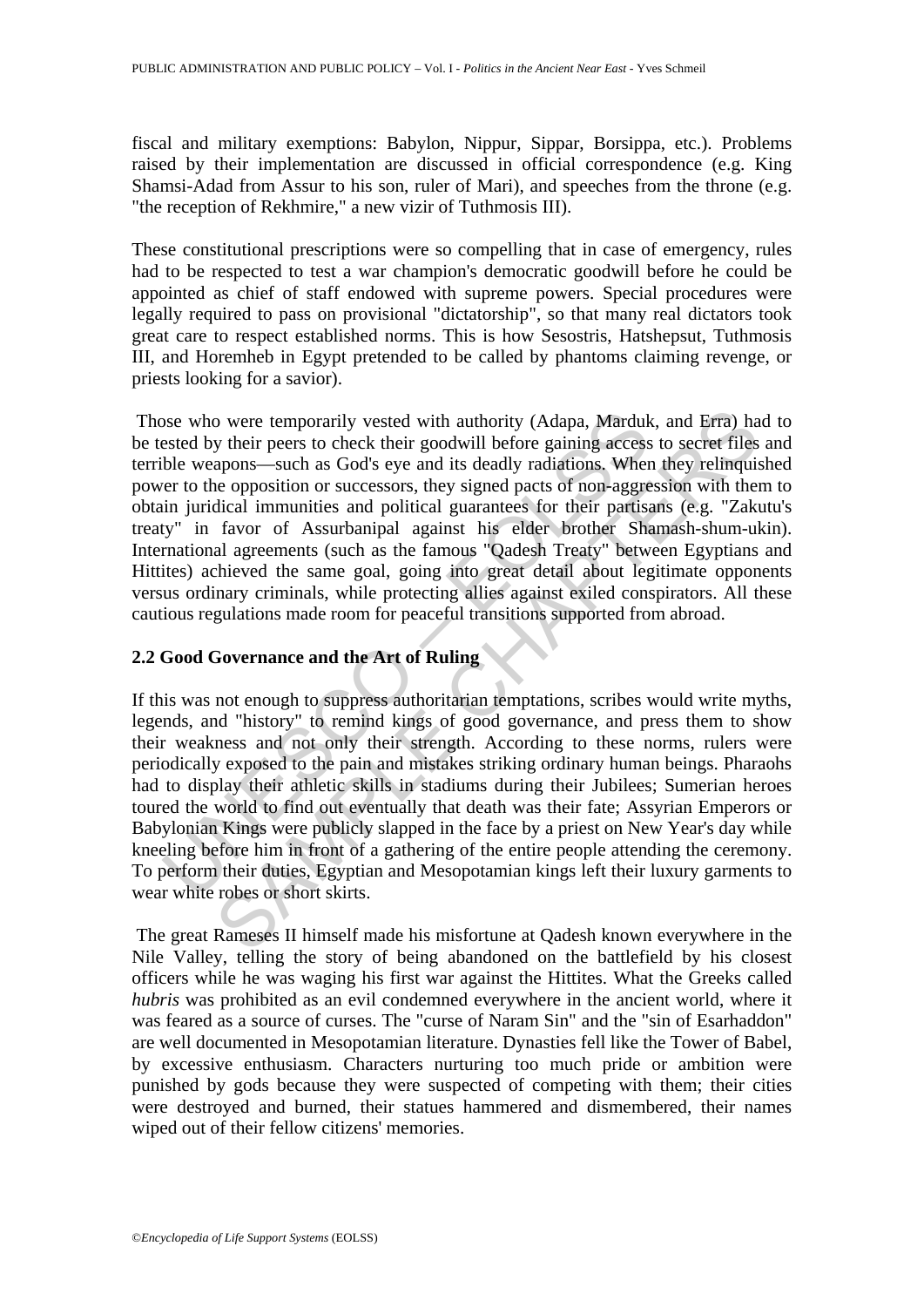fiscal and military exemptions: Babylon, Nippur, Sippar, Borsippa, etc.). Problems raised by their implementation are discussed in official correspondence (e.g. King Shamsi-Adad from Assur to his son, ruler of Mari), and speeches from the throne (e.g. "the reception of Rekhmire," a new vizir of Tuthmosis III).

These constitutional prescriptions were so compelling that in case of emergency, rules had to be respected to test a war champion's democratic goodwill before he could be appointed as chief of staff endowed with supreme powers. Special procedures were legally required to pass on provisional "dictatorship", so that many real dictators took great care to respect established norms. This is how Sesostris, Hatshepsut, Tuthmosis III, and Horemheb in Egypt pretended to be called by phantoms claiming revenge, or priests looking for a savior).

Those who were temporarily vested with authority (Adapa, Marduk, and Erra) had to be tested by their peers to check their goodwill before gaining access to secret files and terrible weapons—such as God's eye and its deadly radiations. When they relinquished power to the opposition or successors, they signed pacts of non-aggression with them to obtain juridical immunities and political guarantees for their partisans (e.g. "Zakutu's treaty" in favor of Assurbanipal against his elder brother Shamash-shum-ukin). International agreements (such as the famous "Qadesh Treaty" between Egyptians and Hittites) achieved the same goal, going into great detail about legitimate opponents versus ordinary criminals, while protecting allies against exiled conspirators. All these cautious regulations made room for peaceful transitions supported from abroad.

## 2.2 Good Governance and the Art of Ruling

If this was not enough to suppress authoritarian temptations, scribes would write myths, legends, and "history" to remind kings of good governance, and press them to show their weakness and not only their strength. According to these norms, rulers were periodically exposed to the pain and mistakes striking ordinary human beings. Pharaohs had to display their athletic skills in stadiums during their Jubilees; Sumerian heroes toured the world to find out eventually that death was their fate; Assyrian Emperors or Babylonian Kings were publicly slapped in the face by a priest on New Year's day while kneeling before him in front of a gathering of the entire people attending the ceremony. To perform their duties, Egyptian and Mesopotamian kings left their luxury garments to wear white robes or short skirts.

The great Rameses II himself made his misfortune at Qadesh known everywhere in the Nile Valley, telling the story of being abandoned on the battlefield by his closest officers while he was waging his first war against the Hittites. What the Greeks called *hubris* was prohibited as an evil condemned everywhere in the ancient world, where it was feared as a source of curses. The "curse of Naram Sin" and the "sin of Esarhaddon" are well documented in Mesopotamian literature. Dynasties fell like the Tower of Babel, by excessive enthusiasm. Characters nurturing too much pride or ambition were punished by gods because they were suspected of competing with them; their cities were destroyed and burned, their statues hammered and dismembered, their names wiped out of their fellow citizens' memories.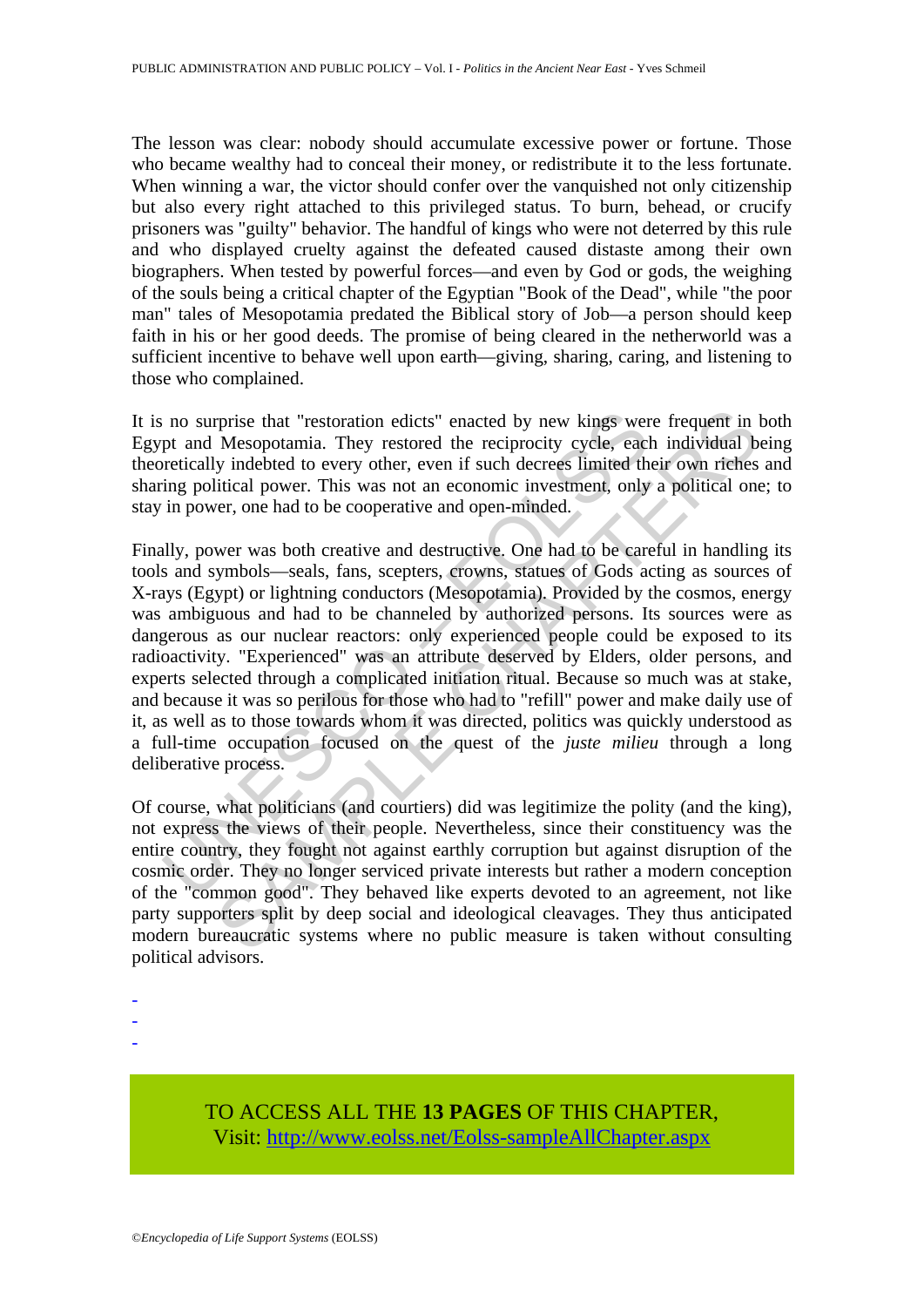The lesson was clear: nobody should accumulate excessive power or fortune. Those who became wealthy had to conceal their money, or redistribute it to the less fortunate. When winning a war, the victor should confer over the vanquished not only citizenship but also every right attached to this privileged status. To burn, behead, or crucify prisoners was "guilty" behavior. The handful of kings who were not deterred by this rule and who displayed cruelty against the defeated caused distaste among their own biographers. When tested by powerful forces—and even by God or gods, the weighing of the souls being a critical chapter of the Egyptian "Book of the Dead", while "the poor man" tales of Mesopotamia predated the Biblical story of Job—a person should keep faith in his or her good deeds. The promise of being cleared in the netherworld was a sufficient incentive to behave well upon earth—giving, sharing, caring, and listening to those who complained.

It is no surprise that "restoration edicts" enacted by new kings were frequent in both Egypt and Mesopotamia. They restored the reciprocity cycle, each individual being theoretically indebted to every other, even if such decrees limited their own riches and sharing political power. This was not an economic investment, only a political one; to stay in power, one had to be cooperative and open-minded.

Finally, power was both creative and destructive. One had to be careful in handling its tools and symbols—seals, fans, scepters, crowns, statues of Gods acting as sources of X-rays (Egypt) or lightning conductors (Mesopotamia). Provided by the cosmos, energy was ambiguous and had to be channeled by authorized persons. Its sources were as dangerous as our nuclear reactors: only experienced people could be exposed to its radioactivity. "Experienced" was an attribute deserved by Elders, older persons, and experts selected through a complicated initiation ritual. Because so much was at stake, and because it was so perilous for those who had to "refill" power and make daily use of it, as well as to those towards whom it was directed, politics was quickly understood as a full-time occupation focused on the quest of the *juste milieu* through a long deliberative process.

Of course, what politicians (and courtiers) did was legitimize the polity (and the king), not express the views of their people. Nevertheless, since their constituency was the entire country, they fought not against earthly corruption but against disruption of the cosmic order. They no longer serviced private interests but rather a modern conception of the "common good". They behaved like experts devoted to an agreement, not like party supporters split by deep social and ideological cleavages. They thus anticipated modern bureaucratic systems where no public measure is taken without consulting political advisors.

-
-
-

TO ACCESS ALL THE **13 PAGES** OF THIS CHAPTER,
Visit: http://www.eolss.net/Eolss-sampleAllChapter.aspx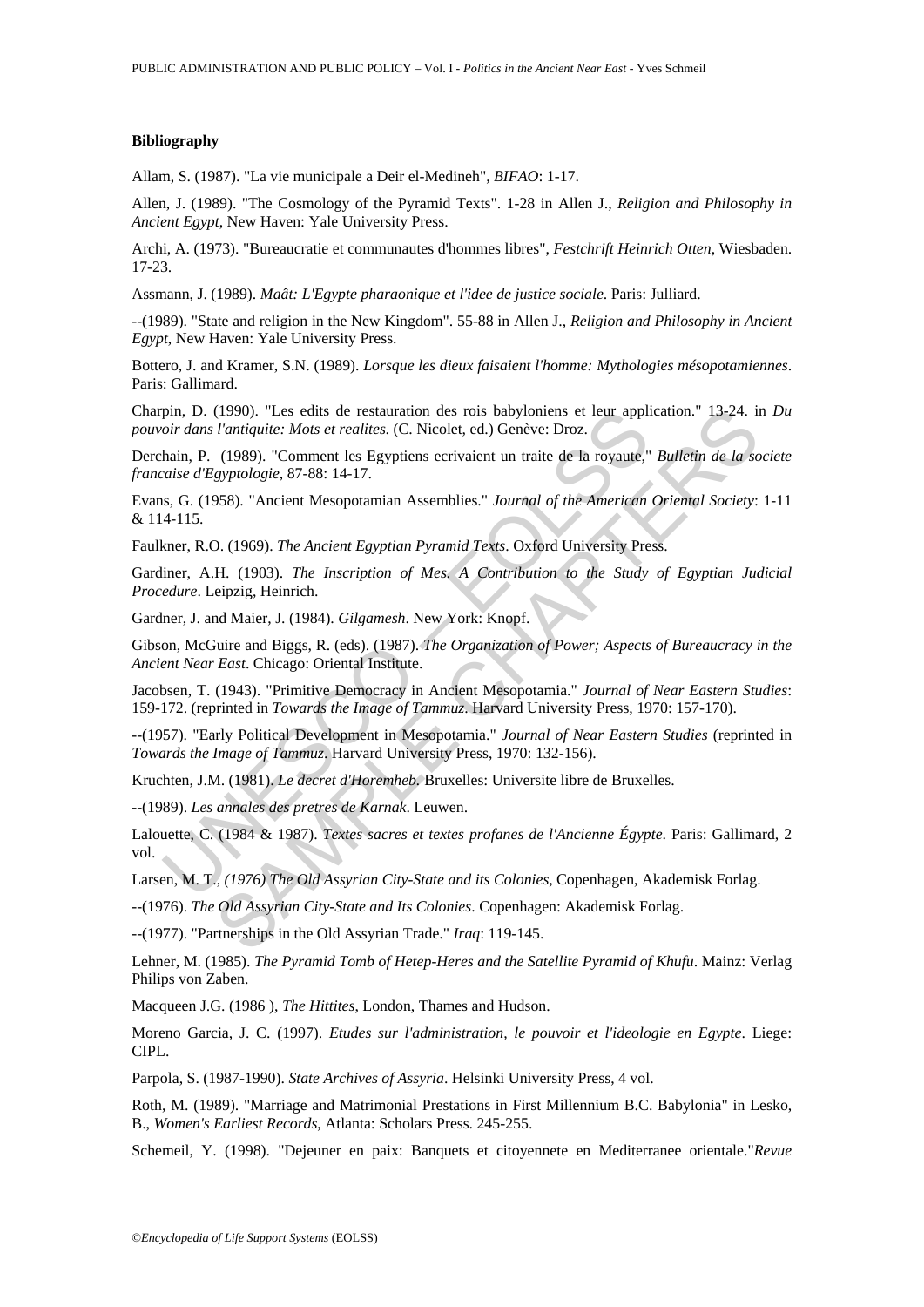### Bibliography

Allam, S. (1987). "La vie municipale a Deir el-Medineh", *BIFAO*: 1-17.

Allen, J. (1989). "The Cosmology of the Pyramid Texts". 1-28 in Allen J., *Religion and Philosophy in Ancient Egypt*, New Haven: Yale University Press.

Archi, A. (1973). "Bureaucratie et communautes d'hommes libres", *Festchrift Heinrich Otten*, Wiesbaden. 17-23.

Assmann, J. (1989). *Maât: L'Egypte pharaonique et l'idee de justice sociale*. Paris: Julliard.

--(1989). "State and religion in the New Kingdom". 55-88 in Allen J., *Religion and Philosophy in Ancient Egypt*, New Haven: Yale University Press.

Bottero, J. and Kramer, S.N. (1989). *Lorsque les dieux faisaient l'homme: Mythologies mésopotamiennes*. Paris: Gallimard.

Charpin, D. (1990). "Les edits de restauration des rois babyloniens et leur application." 13-24. in *Du pouvoir dans l'antiquite: Mots et realites*. (C. Nicolet, ed.) Genève: Droz.

Derchain, P. (1989). "Comment les Egyptiens ecrivaient un traite de la royaute," *Bulletin de la societe francaise d'Egyptologie*, 87-88: 14-17.

Evans, G. (1958). "Ancient Mesopotamian Assemblies." *Journal of the American Oriental Society*: 1-11 & 114-115.

Faulkner, R.O. (1969). *The Ancient Egyptian Pyramid Texts*. Oxford University Press.

Gardiner, A.H. (1903). *The Inscription of Mes. A Contribution to the Study of Egyptian Judicial Procedure*. Leipzig, Heinrich.

Gardner, J. and Maier, J. (1984). *Gilgamesh*. New York: Knopf.

Gibson, McGuire and Biggs, R. (eds). (1987). *The Organization of Power; Aspects of Bureaucracy in the Ancient Near East*. Chicago: Oriental Institute.

Jacobsen, T. (1943). "Primitive Democracy in Ancient Mesopotamia." *Journal of Near Eastern Studies*: 159-172. (reprinted in *Towards the Image of Tammuz*. Harvard University Press, 1970: 157-170).

--(1957). "Early Political Development in Mesopotamia." *Journal of Near Eastern Studies* (reprinted in *Towards the Image of Tammuz*. Harvard University Press, 1970: 132-156).

Kruchten, J.M. (1981). *Le decret d'Horemheb*. Bruxelles: Universite libre de Bruxelles.

--(1989). *Les annales des pretres de Karnak*. Leuwen.

Lalouette, C. (1984 & 1987). *Textes sacres et textes profanes de l'Ancienne Égypte*. Paris: Gallimard, 2 vol.

Larsen, M. T., *(1976) The Old Assyrian City-State and its Colonies*, Copenhagen, Akademisk Forlag.

--(1976). *The Old Assyrian City-State and Its Colonies*. Copenhagen: Akademisk Forlag.

--(1977). "Partnerships in the Old Assyrian Trade." *Iraq*: 119-145.

Lehner, M. (1985). *The Pyramid Tomb of Hetep-Heres and the Satellite Pyramid of Khufu*. Mainz: Verlag Philips von Zaben.

Macqueen J.G. (1986 ), *The Hittites*, London, Thames and Hudson.

Moreno Garcia, J. C. (1997). *Etudes sur l'administration, le pouvoir et l'ideologie en Egypte*. Liege: CIPL.

Parpola, S. (1987-1990). *State Archives of Assyria*. Helsinki University Press, 4 vol.

Roth, M. (1989). "Marriage and Matrimonial Prestations in First Millennium B.C. Babylonia" in Lesko, B., *Women's Earliest Records*, Atlanta: Scholars Press. 245-255.

Schemeil, Y. (1998). "Dejeuner en paix: Banquets et citoyennete en Mediterranee orientale."*Revue*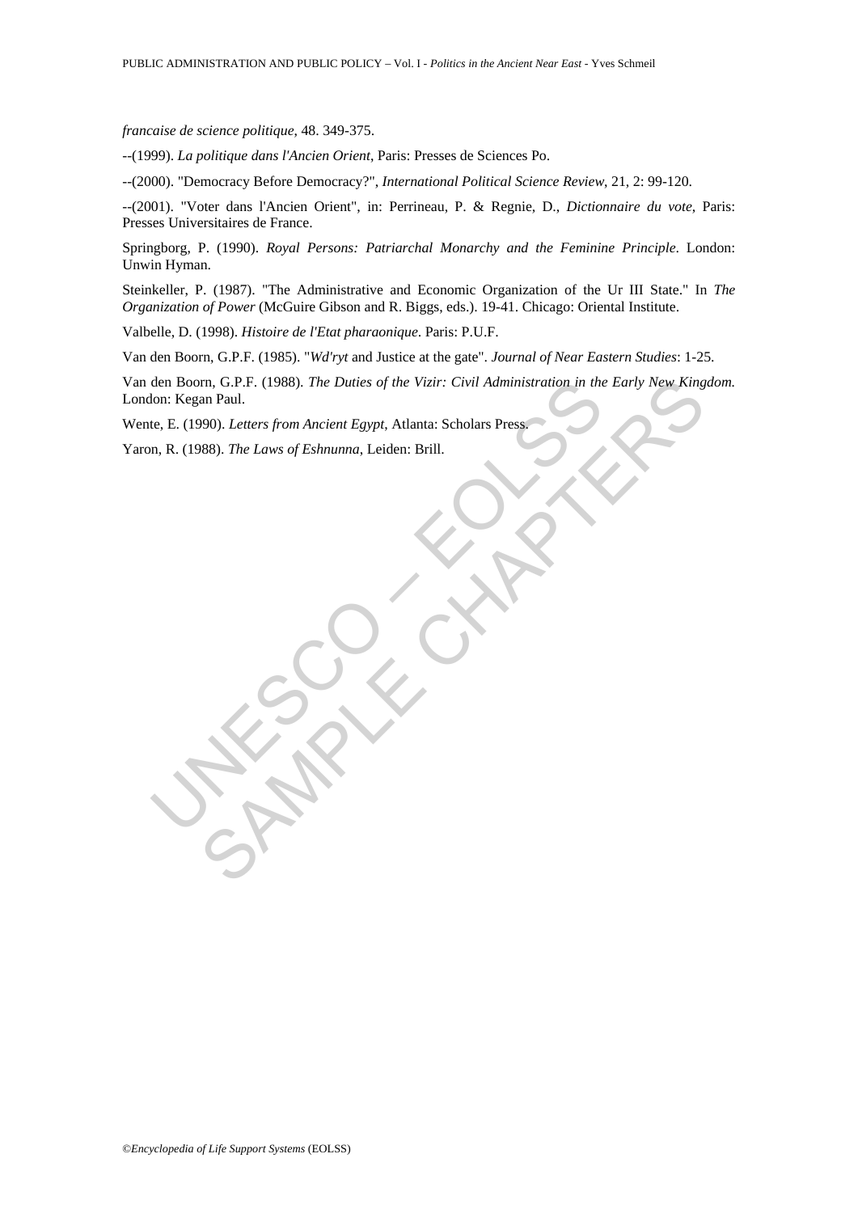*francaise de science politique*, 48. 349-375.

--(1999). *La politique dans l'Ancien Orient*, Paris: Presses de Sciences Po.

--(2000). "Democracy Before Democracy?", *International Political Science Review*, 21, 2: 99-120.

--(2001). "Voter dans l'Ancien Orient", in: Perrineau, P. & Regnie, D., *Dictionnaire du vote*, Paris: Presses Universitaires de France.

Springborg, P. (1990). *Royal Persons: Patriarchal Monarchy and the Feminine Principle*. London: Unwin Hyman.

Steinkeller, P. (1987). "The Administrative and Economic Organization of the Ur III State." In *The Organization of Power* (McGuire Gibson and R. Biggs, eds.). 19-41. Chicago: Oriental Institute.

Valbelle, D. (1998). *Histoire de l'Etat pharaonique*. Paris: P.U.F.

Van den Boorn, G.P.F. (1985). "*Wd'ryt* and Justice at the gate". *Journal of Near Eastern Studies*: 1-25.

Van den Boorn, G.P.F. (1988). *The Duties of the Vizir: Civil Administration in the Early New Kingdom*. London: Kegan Paul.

Wente, E. (1990). *Letters from Ancient Egypt*, Atlanta: Scholars Press.

Yaron, R. (1988). *The Laws of Eshnunna*, Leiden: Brill.